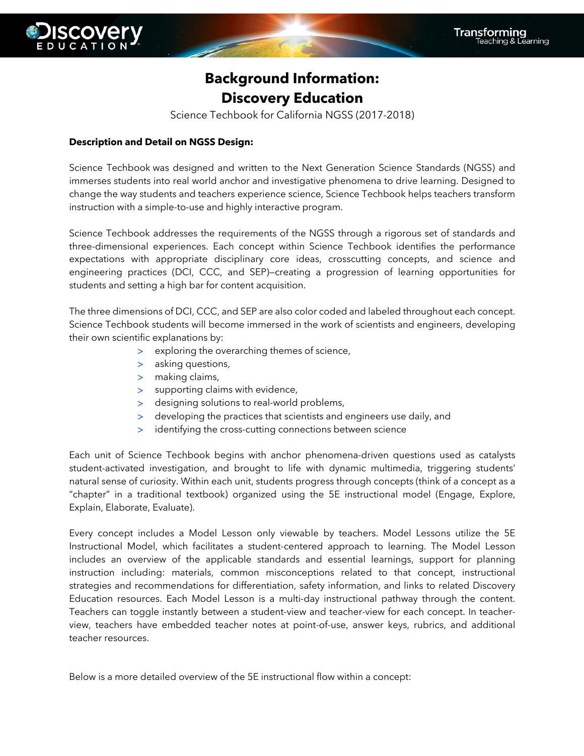# Background Information:
# Discovery Education

Science Techbook for California NGSS (2017-2018)

**Description and Detail on NGSS Design:**

Science Techbook was designed and written to the Next Generation Science Standards (NGSS) and immerses students into real world anchor and investigative phenomena to drive learning. Designed to change the way students and teachers experience science, Science Techbook helps teachers transform instruction with a simple-to-use and highly interactive program.

Science Techbook addresses the requirements of the NGSS through a rigorous set of standards and three-dimensional experiences. Each concept within Science Techbook identifies the performance expectations with appropriate disciplinary core ideas, crosscutting concepts, and science and engineering practices (DCI, CCC, and SEP)—creating a progression of learning opportunities for students and setting a high bar for content acquisition.

The three dimensions of DCI, CCC, and SEP are also color coded and labeled throughout each concept. Science Techbook students will become immersed in the work of scientists and engineers, developing their own scientific explanations by:

- exploring the overarching themes of science,
- asking questions,
- making claims,
- supporting claims with evidence,
- designing solutions to real-world problems,
- developing the practices that scientists and engineers use daily, and
- identifying the cross-cutting connections between science

Each unit of Science Techbook begins with anchor phenomena-driven questions used as catalysts student-activated investigation, and brought to life with dynamic multimedia, triggering students' natural sense of curiosity. Within each unit, students progress through concepts (think of a concept as a "chapter" in a traditional textbook) organized using the 5E instructional model (Engage, Explore, Explain, Elaborate, Evaluate).

Every concept includes a Model Lesson only viewable by teachers. Model Lessons utilize the 5E Instructional Model, which facilitates a student-centered approach to learning. The Model Lesson includes an overview of the applicable standards and essential learnings, support for planning instruction including: materials, common misconceptions related to that concept, instructional strategies and recommendations for differentiation, safety information, and links to related Discovery Education resources. Each Model Lesson is a multi-day instructional pathway through the content. Teachers can toggle instantly between a student-view and teacher-view for each concept. In teacher-view, teachers have embedded teacher notes at point-of-use, answer keys, rubrics, and additional teacher resources.

Below is a more detailed overview of the 5E instructional flow within a concept: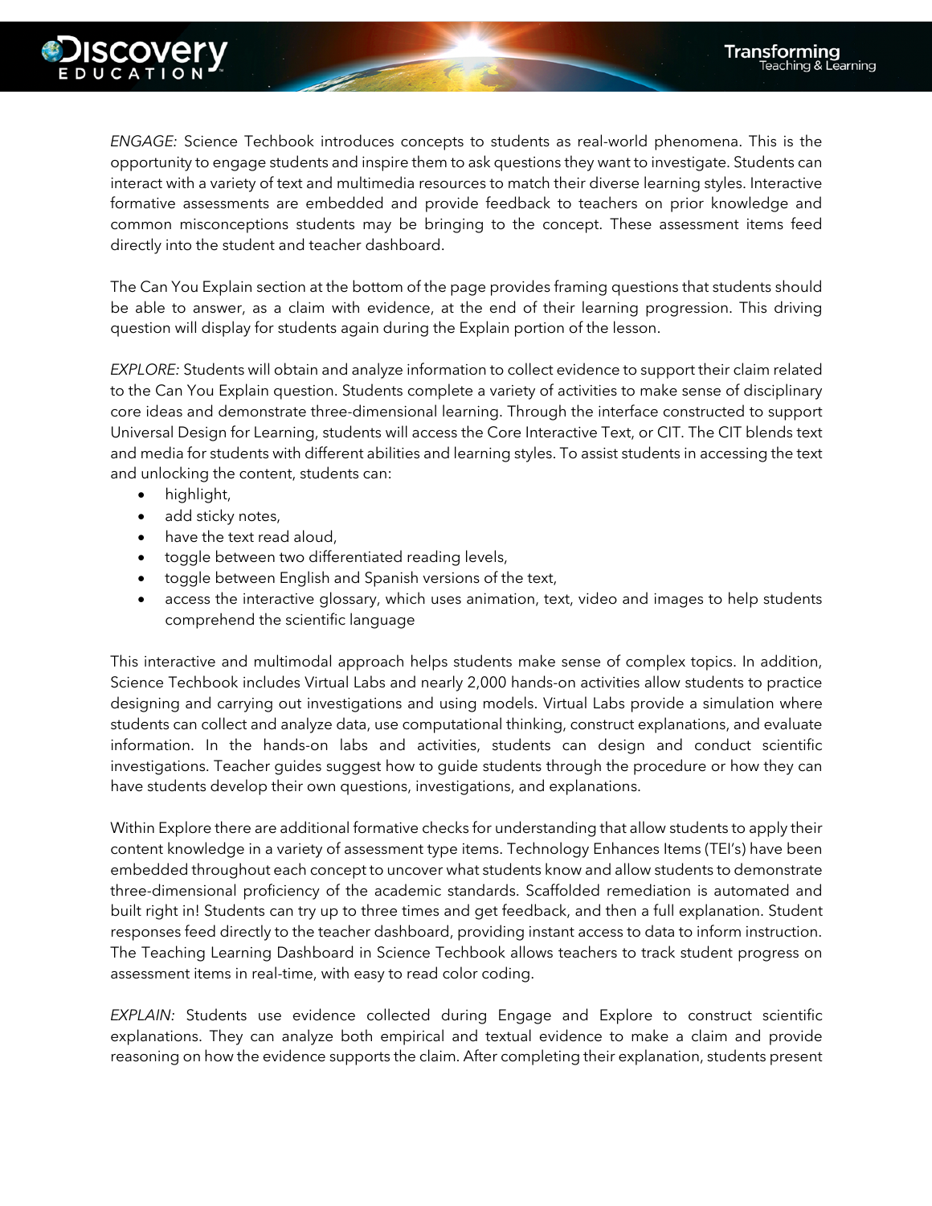*ENGAGE:* Science Techbook introduces concepts to students as real-world phenomena. This is the opportunity to engage students and inspire them to ask questions they want to investigate. Students can interact with a variety of text and multimedia resources to match their diverse learning styles. Interactive formative assessments are embedded and provide feedback to teachers on prior knowledge and common misconceptions students may be bringing to the concept. These assessment items feed directly into the student and teacher dashboard.

The Can You Explain section at the bottom of the page provides framing questions that students should be able to answer, as a claim with evidence, at the end of their learning progression. This driving question will display for students again during the Explain portion of the lesson.

*EXPLORE:* Students will obtain and analyze information to collect evidence to support their claim related to the Can You Explain question. Students complete a variety of activities to make sense of disciplinary core ideas and demonstrate three-dimensional learning. Through the interface constructed to support Universal Design for Learning, students will access the Core Interactive Text, or CIT. The CIT blends text and media for students with different abilities and learning styles. To assist students in accessing the text and unlocking the content, students can:

- highlight,
- add sticky notes,
- have the text read aloud,
- toggle between two differentiated reading levels,
- toggle between English and Spanish versions of the text,
- access the interactive glossary, which uses animation, text, video and images to help students comprehend the scientific language

This interactive and multimodal approach helps students make sense of complex topics. In addition, Science Techbook includes Virtual Labs and nearly 2,000 hands-on activities allow students to practice designing and carrying out investigations and using models. Virtual Labs provide a simulation where students can collect and analyze data, use computational thinking, construct explanations, and evaluate information. In the hands-on labs and activities, students can design and conduct scientific investigations. Teacher guides suggest how to guide students through the procedure or how they can have students develop their own questions, investigations, and explanations.

Within Explore there are additional formative checks for understanding that allow students to apply their content knowledge in a variety of assessment type items. Technology Enhances Items (TEI's) have been embedded throughout each concept to uncover what students know and allow students to demonstrate three-dimensional proficiency of the academic standards. Scaffolded remediation is automated and built right in! Students can try up to three times and get feedback, and then a full explanation. Student responses feed directly to the teacher dashboard, providing instant access to data to inform instruction. The Teaching Learning Dashboard in Science Techbook allows teachers to track student progress on assessment items in real-time, with easy to read color coding.

*EXPLAIN:* Students use evidence collected during Engage and Explore to construct scientific explanations. They can analyze both empirical and textual evidence to make a claim and provide reasoning on how the evidence supports the claim. After completing their explanation, students present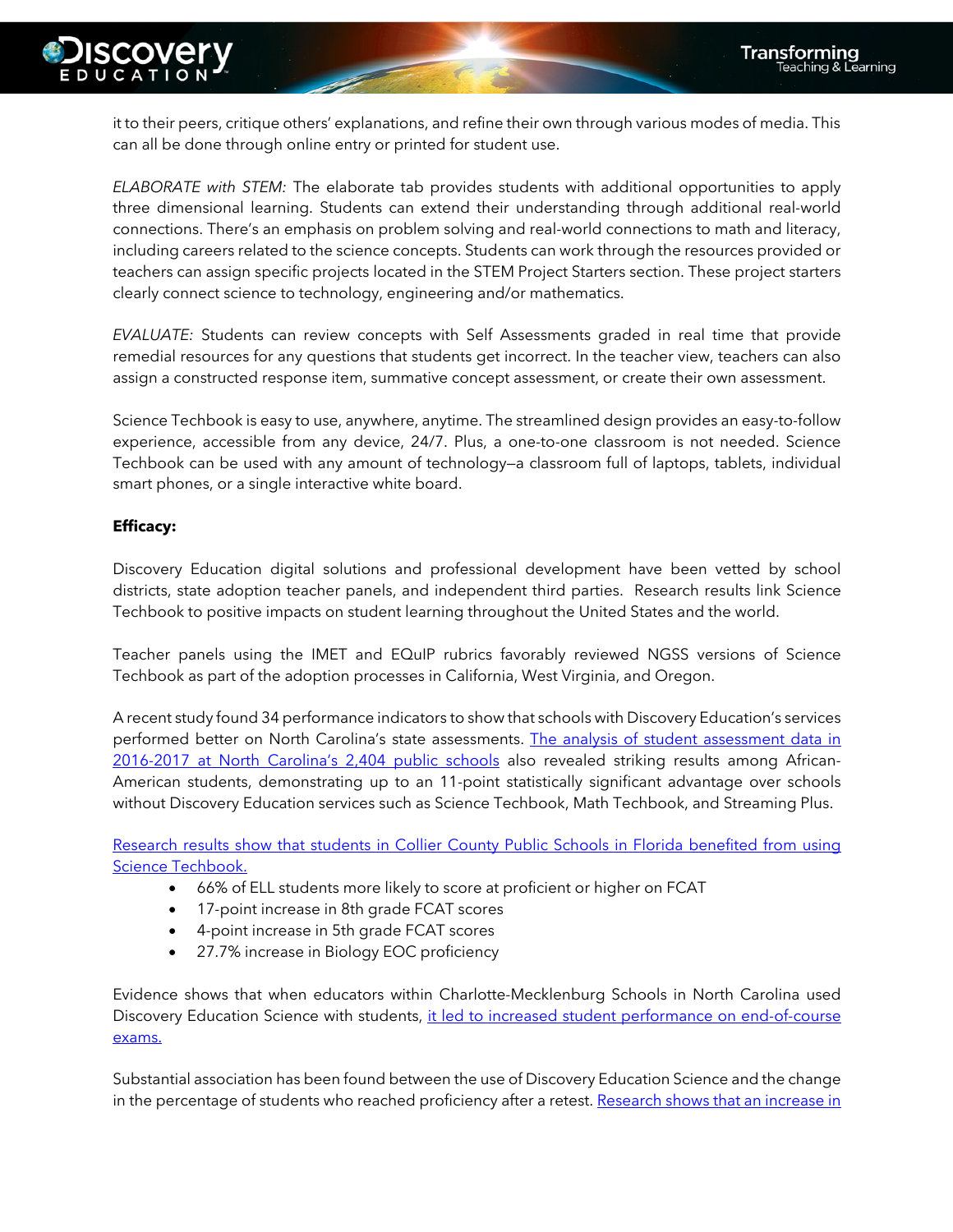it to their peers, critique others' explanations, and refine their own through various modes of media. This can all be done through online entry or printed for student use.

*ELABORATE with STEM:* The elaborate tab provides students with additional opportunities to apply three dimensional learning. Students can extend their understanding through additional real-world connections. There's an emphasis on problem solving and real-world connections to math and literacy, including careers related to the science concepts. Students can work through the resources provided or teachers can assign specific projects located in the STEM Project Starters section. These project starters clearly connect science to technology, engineering and/or mathematics.

*EVALUATE:* Students can review concepts with Self Assessments graded in real time that provide remedial resources for any questions that students get incorrect. In the teacher view, teachers can also assign a constructed response item, summative concept assessment, or create their own assessment.

Science Techbook is easy to use, anywhere, anytime. The streamlined design provides an easy-to-follow experience, accessible from any device, 24/7. Plus, a one-to-one classroom is not needed. Science Techbook can be used with any amount of technology—a classroom full of laptops, tablets, individual smart phones, or a single interactive white board.

**Efficacy:**

Discovery Education digital solutions and professional development have been vetted by school districts, state adoption teacher panels, and independent third parties. Research results link Science Techbook to positive impacts on student learning throughout the United States and the world.

Teacher panels using the IMET and EQuIP rubrics favorably reviewed NGSS versions of Science Techbook as part of the adoption processes in California, West Virginia, and Oregon.

A recent study found 34 performance indicators to show that schools with Discovery Education's services performed better on North Carolina's state assessments. The analysis of student assessment data in 2016-2017 at North Carolina's 2,404 public schools also revealed striking results among African-American students, demonstrating up to an 11-point statistically significant advantage over schools without Discovery Education services such as Science Techbook, Math Techbook, and Streaming Plus.

Research results show that students in Collier County Public Schools in Florida benefited from using Science Techbook.

- 66% of ELL students more likely to score at proficient or higher on FCAT
- 17-point increase in 8th grade FCAT scores
- 4-point increase in 5th grade FCAT scores
- 27.7% increase in Biology EOC proficiency

Evidence shows that when educators within Charlotte-Mecklenburg Schools in North Carolina used Discovery Education Science with students, it led to increased student performance on end-of-course exams.

Substantial association has been found between the use of Discovery Education Science and the change in the percentage of students who reached proficiency after a retest. Research shows that an increase in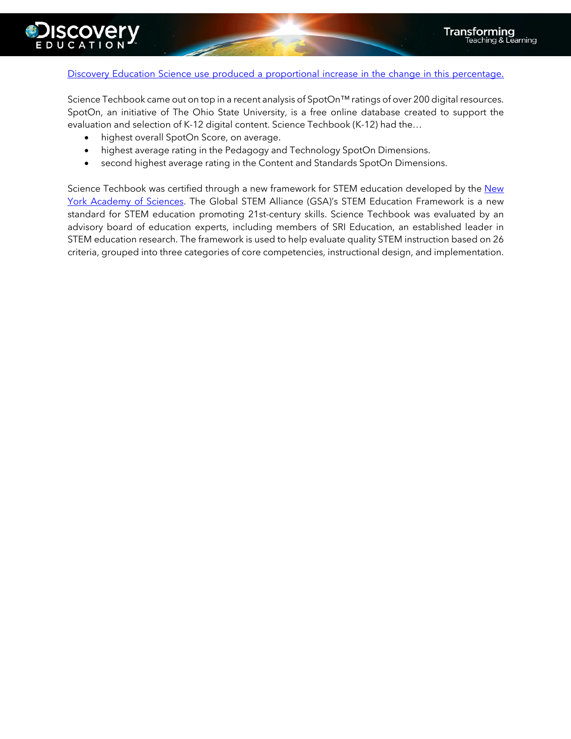Discovery Education Science use produced a proportional increase in the change in this percentage.

Science Techbook came out on top in a recent analysis of SpotOn™ ratings of over 200 digital resources. SpotOn, an initiative of The Ohio State University, is a free online database created to support the evaluation and selection of K-12 digital content. Science Techbook (K-12) had the…

- highest overall SpotOn Score, on average.
- highest average rating in the Pedagogy and Technology SpotOn Dimensions.
- second highest average rating in the Content and Standards SpotOn Dimensions.

Science Techbook was certified through a new framework for STEM education developed by the New York Academy of Sciences. The Global STEM Alliance (GSA)'s STEM Education Framework is a new standard for STEM education promoting 21st-century skills. Science Techbook was evaluated by an advisory board of education experts, including members of SRI Education, an established leader in STEM education research. The framework is used to help evaluate quality STEM instruction based on 26 criteria, grouped into three categories of core competencies, instructional design, and implementation.